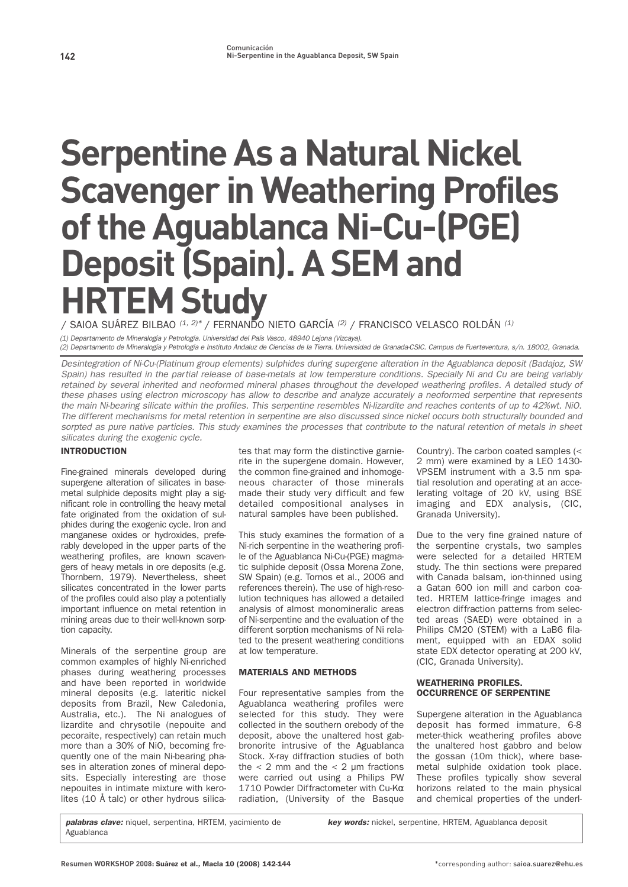# Serpentine As a Natural Nickel Scavenger in Weathering Profiles of the Aguablanca Ni-Cu-(PGE) Deposit (Spain). A SEM and HRTEM Study

/ SAIOA SUÁREZ BILBAO [1, 2]* / FERNANDO NIETO GARCÍA [2] / FRANCISCO VELASCO ROLDÁN [1]

*(1) Departamento de Mineralogía y Petrología. Universidad del País Vasco, 48940 Lejona (Vizcaya).*
*(2) Departamento de Mineralogía y Petrología e Instituto Andaluz de Ciencias de la Tierra. Universidad de Granada-CSIC. Campus de Fuerteventura, s/n. 18002, Granada.*

*Desintegration of Ni-Cu-(Platinum group elements) sulphides during supergene alteration in the Aguablanca deposit (Badajoz, SW Spain) has resulted in the partial release of base-metals at low temperature conditions. Specially Ni and Cu are being variably retained by several inherited and neoformed mineral phases throughout the developed weathering profiles. A detailed study of these phases using electron microscopy has allow to describe and analyze accurately a neoformed serpentine that represents the main Ni-bearing silicate within the profiles. This serpentine resembles Ni-lizardite and reaches contents of up to 42%wt. NiO. The different mechanisms for metal retention in serpentine are also discussed since nickel occurs both structurally bounded and sorpted as pure native particles. This study examines the processes that contribute to the natural retention of metals in sheet silicates during the exogenic cycle.*

## INTRODUCTION

Fine-grained minerals developed during supergene alteration of silicates in base-metal sulphide deposits might play a significant role in controlling the heavy metal fate originated from the oxidation of sulphides during the exogenic cycle. Iron and manganese oxides or hydroxides, preferably developed in the upper parts of the weathering profiles, are known scavengers of heavy metals in ore deposits (e.g. Thornbern, 1979). Nevertheless, sheet silicates concentrated in the lower parts of the profiles could also play a potentially important influence on metal retention in mining areas due to their well-known sorption capacity.

Minerals of the serpentine group are common examples of highly Ni-enriched phases during weathering processes and have been reported in worldwide mineral deposits (e.g. lateritic nickel deposits from Brazil, New Caledonia, Australia, etc.). The Ni analogues of lizardite and chrysotile (nepouite and pecoraite, respectively) can retain much more than a 30% of NiO, becoming frequently one of the main Ni-bearing phases in alteration zones of mineral deposits. Especially interesting are those nepouites in intimate mixture with kerolites (10 Å talc) or other hydrous silicates that may form the distinctive garnierite in the supergene domain. However, the common fine-grained and inhomogeneous character of those minerals made their study very difficult and few detailed compositional analyses in natural samples have been published.

This study examines the formation of a Ni-rich serpentine in the weathering profile of the Aguablanca Ni-Cu-(PGE) magmatic sulphide deposit (Ossa Morena Zone, SW Spain) (e.g. Tornos et al., 2006 and references therein). The use of high-resolution techniques has allowed a detailed analysis of almost monomineralic areas of Ni-serpentine and the evaluation of the different sorption mechanisms of Ni related to the present weathering conditions at low temperature.

## MATERIALS AND METHODS

Four representative samples from the Aguablanca weathering profiles were selected for this study. They were collected in the southern orebody of the deposit, above the unaltered host gabbronorite intrusive of the Aguablanca Stock. X-ray diffraction studies of both the < 2 mm and the < 2 μm fractions were carried out using a Philips PW 1710 Powder Diffractometer with Cu-Kα radiation, (University of the Basque Country). The carbon coated samples (< 2 mm) were examined by a LEO 1430-VPSEM instrument with a 3.5 nm spatial resolution and operating at an accelerating voltage of 20 kV, using BSE imaging and EDX analysis, (CIC, Granada University).

Due to the very fine grained nature of the serpentine crystals, two samples were selected for a detailed HRTEM study. The thin sections were prepared with Canada balsam, ion-thinned using a Gatan 600 ion mill and carbon coated. HRTEM lattice-fringe images and electron diffraction patterns from selected areas (SAED) were obtained in a Philips CM20 (STEM) with a LaB6 filament, equipped with an EDAX solid state EDX detector operating at 200 kV, (CIC, Granada University).

## WEATHERING PROFILES. OCCURRENCE OF SERPENTINE

Supergene alteration in the Aguablanca deposit has formed immature, 6-8 meter-thick weathering profiles above the unaltered host gabbro and below the gossan (10m thick), where base-metal sulphide oxidation took place. These profiles typically show several horizons related to the main physical and chemical properties of the underl-

***palabras clave:*** niquel, serpentina, HRTEM, yacimiento de Aguablanca

***key words:*** nickel, serpentine, HRTEM, Aguablanca deposit

*corresponding author: saioa.suarez@ehu.es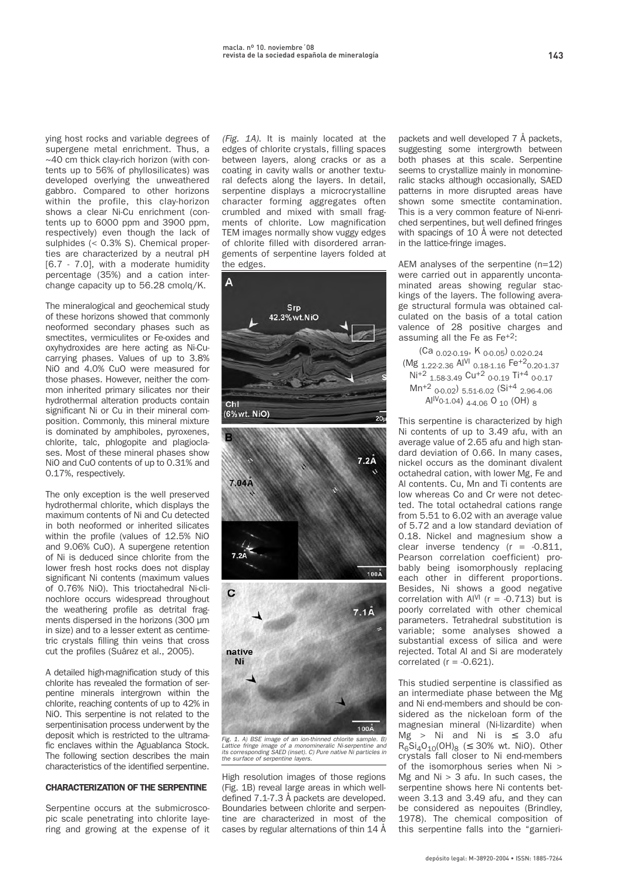ying host rocks and variable degrees of supergene metal enrichment. Thus, a ~40 cm thick clay-rich horizon (with contents up to 56% of phyllosilicates) was developed overlying the unweathered gabbro. Compared to other horizons within the profile, this clay-horizon shows a clear Ni-Cu enrichment (contents up to 6000 ppm and 3900 ppm, respectively) even though the lack of sulphides (< 0.3% S). Chemical properties are characterized by a neutral pH [6.7 - 7.0], with a moderate humidity percentage (35%) and a cation interchange capacity up to 56.28 cmolq/K.

The mineralogical and geochemical study of these horizons showed that commonly neoformed secondary phases such as smectites, vermiculites or Fe-oxides and oxyhydroxides are here acting as Ni-Cu-carrying phases. Values of up to 3.8% NiO and 4.0% CuO were measured for those phases. However, neither the common inherited primary silicates nor their hydrothermal alteration products contain significant Ni or Cu in their mineral composition. Commonly, this mineral mixture is dominated by amphiboles, pyroxenes, chlorite, talc, phlogopite and plagioclases. Most of these mineral phases show NiO and CuO contents of up to 0.31% and 0.17%, respectively.

The only exception is the well preserved hydrothermal chlorite, which displays the maximum contents of Ni and Cu detected in both neoformed or inherited silicates within the profile (values of 12.5% NiO and 9.06% CuO). A supergene retention of Ni is deduced since chlorite from the lower fresh host rocks does not display significant Ni contents (maximum values of 0.76% NiO). This trioctahedral Ni-clinochlore occurs widespread throughout the weathering profile as detrital fragments dispersed in the horizons (300 µm in size) and to a lesser extent as centimetric crystals filling thin veins that cross cut the profiles (Suárez et al., 2005).

A detailed high-magnification study of this chlorite has revealed the formation of serpentine minerals intergrown within the chlorite, reaching contents of up to 42% in NiO. This serpentine is not related to the serpentinisation process underwent by the deposit which is restricted to the ultramafic enclaves within the Aguablanca Stock. The following section describes the main characteristics of the identified serpentine.

## CHARACTERIZATION OF THE SERPENTINE

Serpentine occurs at the submicroscopic scale penetrating into chlorite layering and growing at the expense of it *(Fig. 1A)*. It is mainly located at the edges of chlorite crystals, filling spaces between layers, along cracks or as a coating in cavity walls or another textural defects along the layers. In detail, serpentine displays a microcrystalline character forming aggregates often crumbled and mixed with small fragments of chlorite. Low magnification TEM images normally show vuggy edges of chlorite filled with disordered arrangements of serpentine layers folded at the edges.

*Fig. 1. A) BSE image of an ion-thinned chlorite sample. B) Lattice fringe image of a monomineralic Ni-serpentine and its corresponding SAED (inset). C) Pure native Ni particles in the surface of serpentine layers.*

High resolution images of those regions (Fig. 1B) reveal large areas in which well-defined 7.1-7.3 Å packets are developed. Boundaries between chlorite and serpentine are characterized in most of the cases by regular alternations of thin 14 Å packets and well developed 7 Å packets, suggesting some intergrowth between both phases at this scale. Serpentine seems to crystallize mainly in monomineralic stacks although occasionally, SAED patterns in more disrupted areas have shown some smectite contamination. This is a very common feature of Ni-enriched serpentines, but well defined fringes with spacings of 10 Å were not detected in the lattice-fringe images.

AEM analyses of the serpentine (n=12) were carried out in apparently uncontaminated areas showing regular stackings of the layers. The following average structural formula was obtained calculated on the basis of a total cation valence of 28 positive charges and assuming all the Fe as $Fe^{+2}$:

$$(Ca_{0.02\text{-}0.19}, K_{0\text{-}0.05})_{0.02\text{-}0.24} (Mg_{1.22\text{-}2.36}\, Al^{VI}_{0.18\text{-}1.16}\, Fe^{+2}_{0.20\text{-}1.37}\, Ni^{+2}_{1.58\text{-}3.49}\, Cu^{+2}_{0\text{-}0.19}\, Ti^{+4}_{0\text{-}0.17}\, Mn^{+2}_{0\text{-}0.02})_{5.51\text{-}6.02} (Si^{+4}_{2.96\text{-}4.06}\, Al^{IV}_{0\text{-}1.04})_{4\text{-}4.06}\, O_{10}\, (OH)_8$$

This serpentine is characterized by high Ni contents of up to 3.49 afu, with an average value of 2.65 afu and high standard deviation of 0.66. In many cases, nickel occurs as the dominant divalent octahedral cation, with lower Mg, Fe and Al contents. Cu, Mn and Ti contents are low whereas Co and Cr were not detected. The total octahedral cations range from 5.51 to 6.02 with an average value of 5.72 and a low standard deviation of 0.18. Nickel and magnesium show a clear inverse tendency ($r = -0.811$, Pearson correlation coefficient) probably being isomorphously replacing each other in different proportions. Besides, Ni shows a good negative correlation with $Al^{VI}$ ($r = -0.713$) but is poorly correlated with other chemical parameters. Tetrahedral substitution is variable; some analyses showed a substantial excess of silica and were rejected. Total Al and Si are moderately correlated ($r = -0.621$).

This studied serpentine is classified as an intermediate phase between the Mg and Ni end-members and should be considered as the nickeloan form of the magnesian mineral (Ni-lizardite) when Mg > Ni and Ni is ≤ 3.0 afu $R_6Si_4O_{10}(OH)_8$ (≤ 30% wt. NiO). Other crystals fall closer to Ni end-members of the isomorphous series when Ni > Mg and Ni > 3 afu. In such cases, the serpentine shows here Ni contents between 3.13 and 3.49 afu, and they can be considered as nepouites (Brindley, 1978). The chemical composition of this serpentine falls into the "garnieri-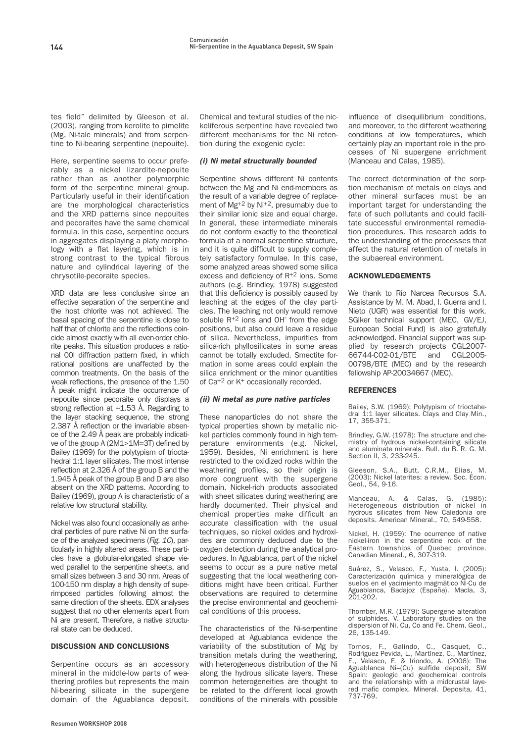tes field" delimited by Gleeson et al. (2003), ranging from kerolite to pimelite (Mg, Ni-talc minerals) and from serpentine to Ni-bearing serpentine (nepouite).

Here, serpentine seems to occur preferably as a nickel lizardite-nepouite rather than as another polymorphic form of the serpentine mineral group. Particularly useful in their identification are the morphological characteristics and the XRD patterns since nepouites and pecoraites have the same chemical formula. In this case, serpentine occurs in aggregates displaying a platy morphology with a flat layering, which is in strong contrast to the typical fibrous nature and cylindrical layering of the chrysotile-pecoraite species.

XRD data are less conclusive since an effective separation of the serpentine and the host chlorite was not achieved. The basal spacing of the serpentine is close to half that of chlorite and the reflections coincide almost exactly with all even-order chlorite peaks. This situation produces a rational 00l diffraction pattern fixed, in which rational positions are unaffected by the common treatments. On the basis of the weak reflections, the presence of the 1.50 Å peak might indicate the occurrence of nepouite since pecoraite only displays a strong reflection at ~1.53 Å. Regarding to the layer stacking sequence, the strong 2.387 Å reflection or the invariable absence of the 2.49 Å peak are probably indicative of the group A (2M1>1M=3T) defined by Bailey (1969) for the polytypism of trioctahedral 1:1 layer silicates. The most intense reflection at 2.326 Å of the group B and the 1.945 Å peak of the group B and D are also absent on the XRD patterns. According to Bailey (1969), group A is characteristic of a relative low structural stability.

Nickel was also found occasionally as anhedral particles of pure native Ni on the surface of the analyzed specimens (*Fig. 1C*), particularly in highly altered areas. These particles have a globular-elongated shape viewed parallel to the serpentine sheets, and small sizes between 3 and 30 nm. Areas of 100-150 nm display a high density of superimposed particles following almost the same direction of the sheets. EDX analyses suggest that no other elements apart from Ni are present. Therefore, a native structural state can be deduced.

## DISCUSSION AND CONCLUSIONS

Serpentine occurs as an accessory mineral in the middle-low parts of weathering profiles but represents the main Ni-bearing silicate in the supergene domain of the Aguablanca deposit. Chemical and textural studies of the nickeliferous serpentine have revealed two different mechanisms for the Ni retention during the exogenic cycle:

### *(i) Ni metal structurally bounded*

Serpentine shows different Ni contents between the Mg and Ni end-members as the result of a variable degree of replacement of $Mg^{+2}$ by $Ni^{+2}$, presumably due to their similar ionic size and equal charge. In general, these intermediate minerals do not conform exactly to the theoretical formula of a normal serpentine structure, and it is quite difficult to supply completely satisfactory formulae. In this case, some analyzed areas showed some silica excess and deficiency of $R^{+2}$ ions. Some authors (e.g. Brindley, 1978) suggested that this deficiency is possibly caused by leaching at the edges of the clay particles. The leaching not only would remove soluble $R^{+2}$ ions and $OH^-$ from the edge positions, but also could leave a residue of silica. Nevertheless, impurities from silica-rich phyllosilicates in some areas cannot be totally excluded. Smectite formation in some areas could explain the silica enrichment or the minor quantities of $Ca^{+2}$ or $K^+$ occasionally recorded.

### *(ii) Ni metal as pure native particles*

These nanoparticles do not share the typical properties shown by metallic nickel particles commonly found in high temperature environments (e.g. Nickel, 1959). Besides, Ni enrichment is here restricted to the oxidized rocks within the weathering profiles, so their origin is more congruent with the supergene domain. Nickel-rich products associated with sheet silicates during weathering are hardly documented. Their physical and chemical properties make difficult an accurate classification with the usual techniques, so nickel oxides and hydroxides are commonly deduced due to the oxygen detection during the analytical procedures. In Aguablanca, part of the nickel seems to occur as a pure native metal suggesting that the local weathering conditions might have been critical. Further observations are required to determine the precise environmental and geochemical conditions of this process.

The characteristics of the Ni-serpentine developed at Aguablanca evidence the variability of the substitution of Mg by transition metals during the weathering, with heterogeneous distribution of the Ni along the hydrous silicate layers. These common heterogeneities are thought to be related to the different local growth conditions of the minerals with possible influence of disequilibrium conditions, and moreover, to the different weathering conditions at low temperatures, which certainly play an important role in the processes of Ni supergene enrichment (Manceau and Calas, 1985).

The correct determination of the sorption mechanism of metals on clays and other mineral surfaces must be an important target for understanding the fate of such pollutants and could facilitate successful environmental remediation procedures. This research adds to the understanding of the processes that affect the natural retention of metals in the subaereal environment.

## ACKNOWLEDGEMENTS

We thank to Río Narcea Recursos S.A. Assistance by M. M. Abad, I. Guerra and I. Nieto (UGR) was essential for this work. SGIker technical support (MEC, GV/EJ, European Social Fund) is also gratefully acknowledged. Financial support was supplied by research projects CGL2007-66744-C02-01/BTE and CGL2005-00798/BTE (MEC) and by the research fellowship AP-20034667 (MEC).

## REFERENCES

Bailey, S.W. (1969): Polytypism of trioctahedral 1:1 layer silicates. Clays and Clay Min., 17, 355-371.

Brindley, G.W. (1978): The structure and chemistry of hydrous nickel-containing silicate and aluminate minerals. Bull. du B. R. G. M. Section II, 3, 233-245.

Gleeson, S.A., Butt, C.R.M., Elias, M. (2003): Nickel laterites: a review. Soc. Econ. Geol., 54, 9-16.

Manceau, A. & Calas, G. (1985): Heterogeneous distribution of nickel in hydrous silicates from New Caledonia ore deposits. American Mineral., 70, 549-558.

Nickel, H. (1959): The ocurrence of native nickel-iron in the serpentine rock of the Eastern townships of Quebec province. Canadian Mineral., 6, 307-319.

Suárez, S., Velasco, F., Yusta, I. (2005): Caracterización química y mineralógica de suelos en el yacimiento magmático Ni-Cu de Aguablanca, Badajoz (España). Macla, 3, 201-202.

Thornber, M.R. (1979): Supergene alteration of sulphides. V. Laboratory studies on the dispersion of Ni, Cu, Co and Fe. Chem. Geol., 26, 135-149.

Tornos, F., Galindo, C., Casquet, C., Rodríguez Pevida, L., Martínez, C., Martínez, E., Velasco, F. & Iriondo, A. (2006): The Aguablanca Ni–(Cu) sulfide deposit, SW Spain: geologic and geochemical controls and the relationship with a midcrustal layered mafic complex. Mineral. Deposita, 41, 737-769.